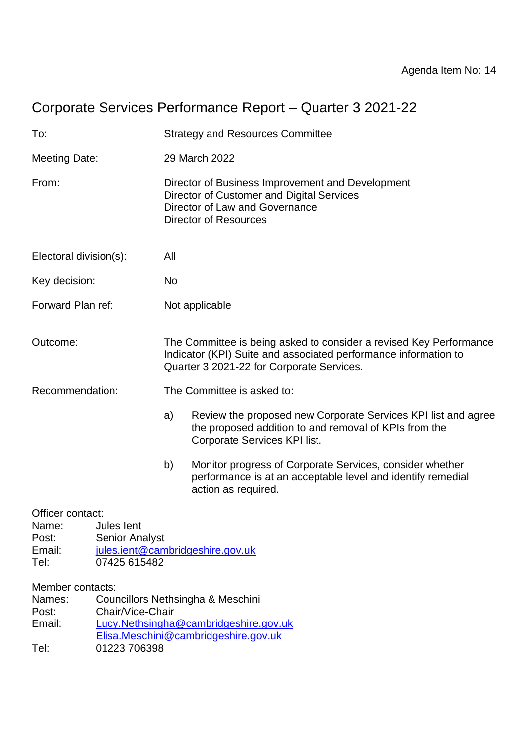Agenda Item No: 14

# Corporate Services Performance Report – Quarter 3 2021-22

| | |
|---|---|
| To: | Strategy and Resources Committee |
| Meeting Date: | 29 March 2022 |
| From: | Director of Business Improvement and Development<br>Director of Customer and Digital Services<br>Director of Law and Governance<br>Director of Resources |
| Electoral division(s): | All |
| Key decision: | No |
| Forward Plan ref: | Not applicable |
| Outcome: | The Committee is being asked to consider a revised Key Performance Indicator (KPI) Suite and associated performance information to Quarter 3 2021-22 for Corporate Services. |
| Recommendation: | The Committee is asked to:<br>a) Review the proposed new Corporate Services KPI list and agree the proposed addition to and removal of KPIs from the Corporate Services KPI list.<br>b) Monitor progress of Corporate Services, consider whether performance is at an acceptable level and identify remedial action as required. |

Officer contact:
Name: Jules Ient
Post: Senior Analyst
Email: [jules.ient@cambridgeshire.gov.uk](mailto:jules.ient@cambridgeshire.gov.uk)
Tel: 07425 615482

Member contacts:
Names: Councillors Nethsingha & Meschini
Post: Chair/Vice-Chair
Email: [Lucy.Nethsingha@cambridgeshire.gov.uk](mailto:Lucy.Nethsingha@cambridgeshire.gov.uk)
[Elisa.Meschini@cambridgeshire.gov.uk](mailto:Elisa.Meschini@cambridgeshire.gov.uk)
Tel: 01223 706398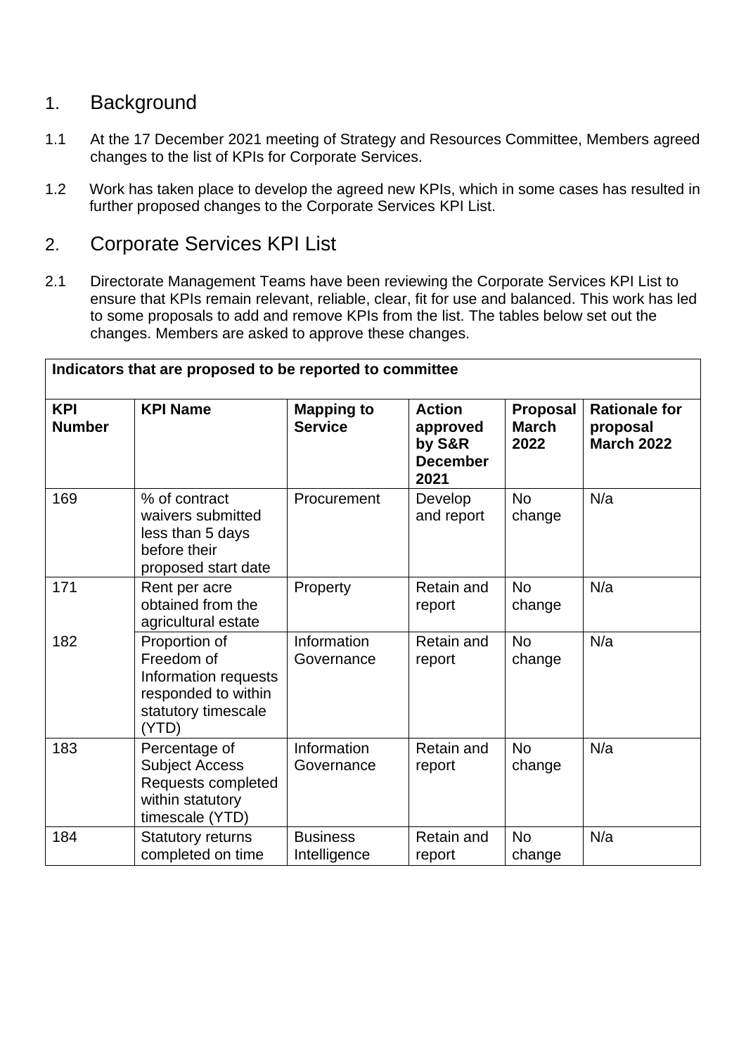## 1. Background

1.1 At the 17 December 2021 meeting of Strategy and Resources Committee, Members agreed changes to the list of KPIs for Corporate Services.

1.2 Work has taken place to develop the agreed new KPIs, which in some cases has resulted in further proposed changes to the Corporate Services KPI List.

## 2. Corporate Services KPI List

2.1 Directorate Management Teams have been reviewing the Corporate Services KPI List to ensure that KPIs remain relevant, reliable, clear, fit for use and balanced. This work has led to some proposals to add and remove KPIs from the list. The tables below set out the changes. Members are asked to approve these changes.

| **Indicators that are proposed to be reported to committee** | | | | | |
|---|---|---|---|---|---|
| **KPI Number** | **KPI Name** | **Mapping to Service** | **Action approved by S&R December 2021** | **Proposal March 2022** | **Rationale for proposal March 2022** |
| 169 | % of contract waivers submitted less than 5 days before their proposed start date | Procurement | Develop and report | No change | N/a |
| 171 | Rent per acre obtained from the agricultural estate | Property | Retain and report | No change | N/a |
| 182 | Proportion of Freedom of Information requests responded to within statutory timescale (YTD) | Information Governance | Retain and report | No change | N/a |
| 183 | Percentage of Subject Access Requests completed within statutory timescale (YTD) | Information Governance | Retain and report | No change | N/a |
| 184 | Statutory returns completed on time | Business Intelligence | Retain and report | No change | N/a |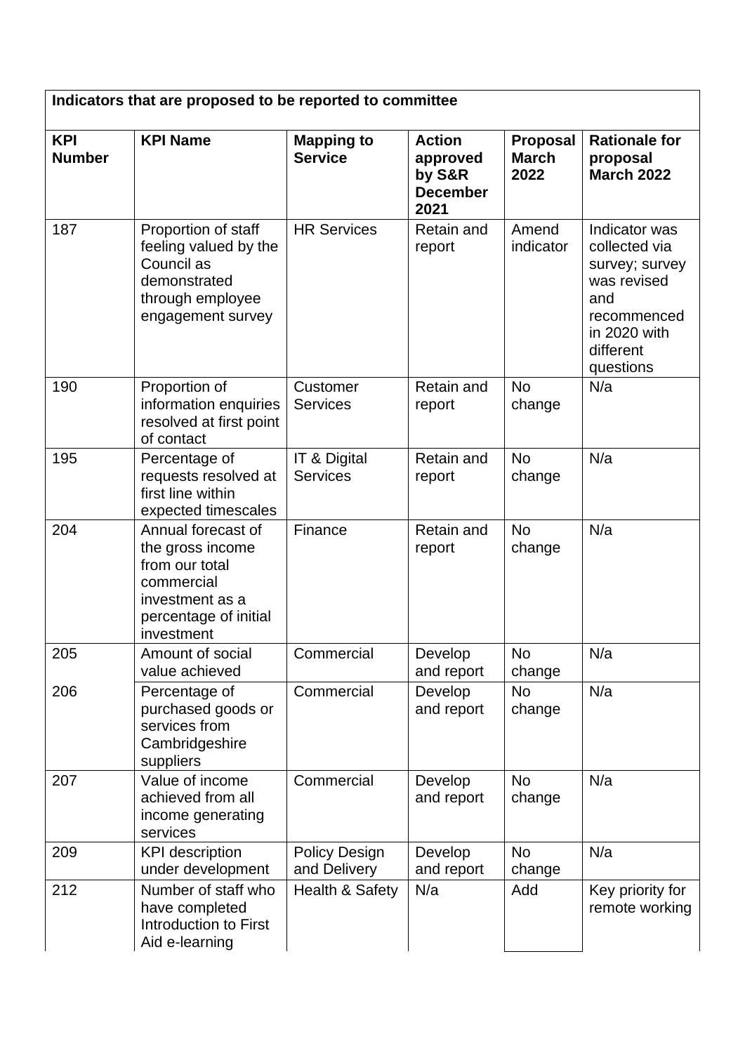| Indicators that are proposed to be reported to committee | | | | | |
|---|---|---|---|---|---|
| **KPI Number** | **KPI Name** | **Mapping to Service** | **Action approved by S&R December 2021** | **Proposal March 2022** | **Rationale for proposal March 2022** |
| 187 | Proportion of staff feeling valued by the Council as demonstrated through employee engagement survey | HR Services | Retain and report | Amend indicator | Indicator was collected via survey; survey was revised and recommenced in 2020 with different questions |
| 190 | Proportion of information enquiries resolved at first point of contact | Customer Services | Retain and report | No change | N/a |
| 195 | Percentage of requests resolved at first line within expected timescales | IT & Digital Services | Retain and report | No change | N/a |
| 204 | Annual forecast of the gross income from our total commercial investment as a percentage of initial investment | Finance | Retain and report | No change | N/a |
| 205 | Amount of social value achieved | Commercial | Develop and report | No change | N/a |
| 206 | Percentage of purchased goods or services from Cambridgeshire suppliers | Commercial | Develop and report | No change | N/a |
| 207 | Value of income achieved from all income generating services | Commercial | Develop and report | No change | N/a |
| 209 | KPI description under development | Policy Design and Delivery | Develop and report | No change | N/a |
| 212 | Number of staff who have completed Introduction to First Aid e-learning | Health & Safety | N/a | Add | Key priority for remote working |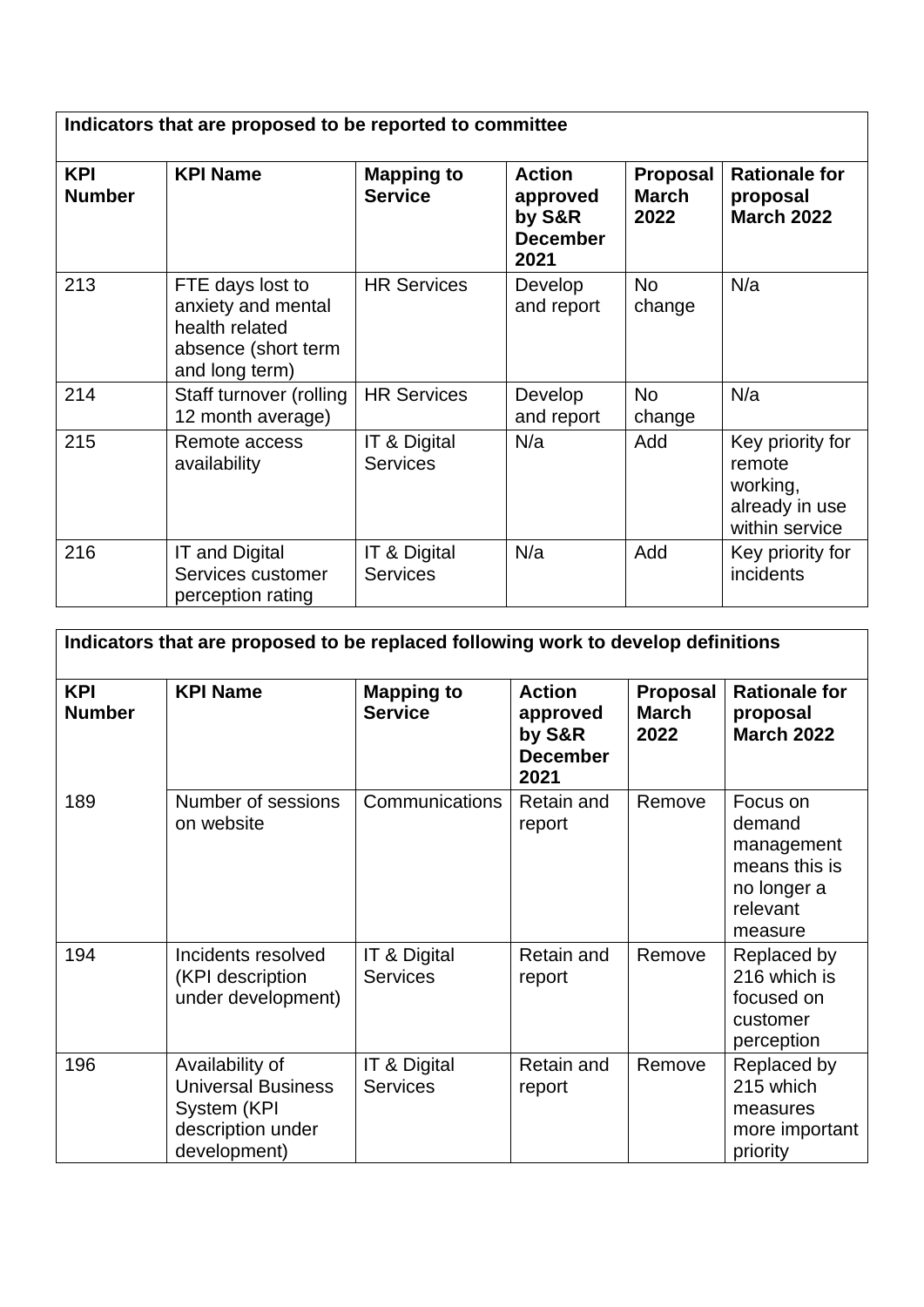| Indicators that are proposed to be reported to committee | | | | | |
|---|---|---|---|---|---|
| **KPI Number** | **KPI Name** | **Mapping to Service** | **Action approved by S&R December 2021** | **Proposal March 2022** | **Rationale for proposal March 2022** |
| 213 | FTE days lost to anxiety and mental health related absence (short term and long term) | HR Services | Develop and report | No change | N/a |
| 214 | Staff turnover (rolling 12 month average) | HR Services | Develop and report | No change | N/a |
| 215 | Remote access availability | IT & Digital Services | N/a | Add | Key priority for remote working, already in use within service |
| 216 | IT and Digital Services customer perception rating | IT & Digital Services | N/a | Add | Key priority for incidents |

| Indicators that are proposed to be replaced following work to develop definitions | | | | | |
|---|---|---|---|---|---|
| **KPI Number** | **KPI Name** | **Mapping to Service** | **Action approved by S&R December 2021** | **Proposal March 2022** | **Rationale for proposal March 2022** |
| 189 | Number of sessions on website | Communications | Retain and report | Remove | Focus on demand management means this is no longer a relevant measure |
| 194 | Incidents resolved (KPI description under development) | IT & Digital Services | Retain and report | Remove | Replaced by 216 which is focused on customer perception |
| 196 | Availability of Universal Business System (KPI description under development) | IT & Digital Services | Retain and report | Remove | Replaced by 215 which measures more important priority |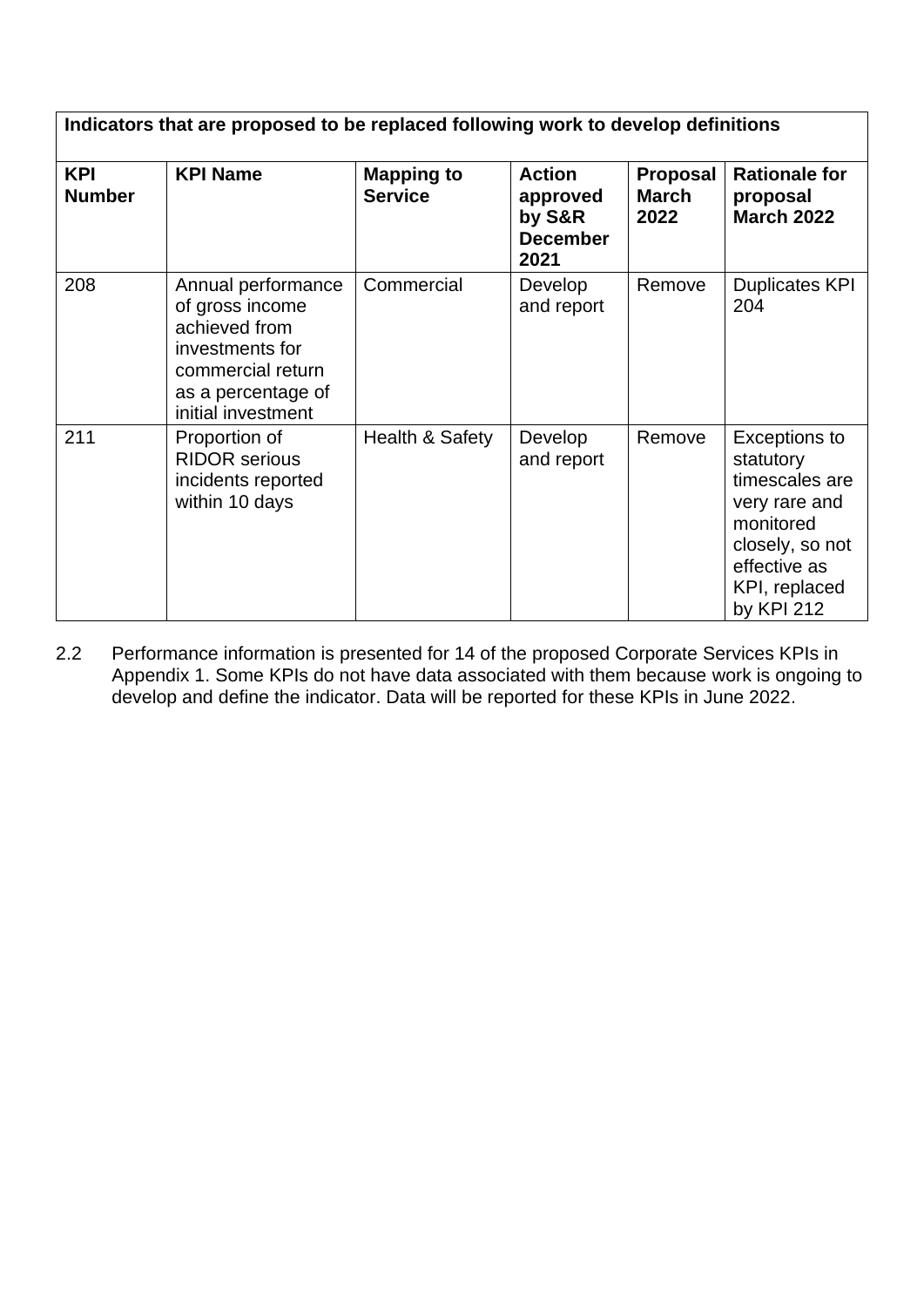| **Indicators that are proposed to be replaced following work to develop definitions** | | | | | |
|---|---|---|---|---|---|
| **KPI Number** | **KPI Name** | **Mapping to Service** | **Action approved by S&R December 2021** | **Proposal March 2022** | **Rationale for proposal March 2022** |
| 208 | Annual performance of gross income achieved from investments for commercial return as a percentage of initial investment | Commercial | Develop and report | Remove | Duplicates KPI 204 |
| 211 | Proportion of RIDOR serious incidents reported within 10 days | Health & Safety | Develop and report | Remove | Exceptions to statutory timescales are very rare and monitored closely, so not effective as KPI, replaced by KPI 212 |

2.2 Performance information is presented for 14 of the proposed Corporate Services KPIs in Appendix 1. Some KPIs do not have data associated with them because work is ongoing to develop and define the indicator. Data will be reported for these KPIs in June 2022.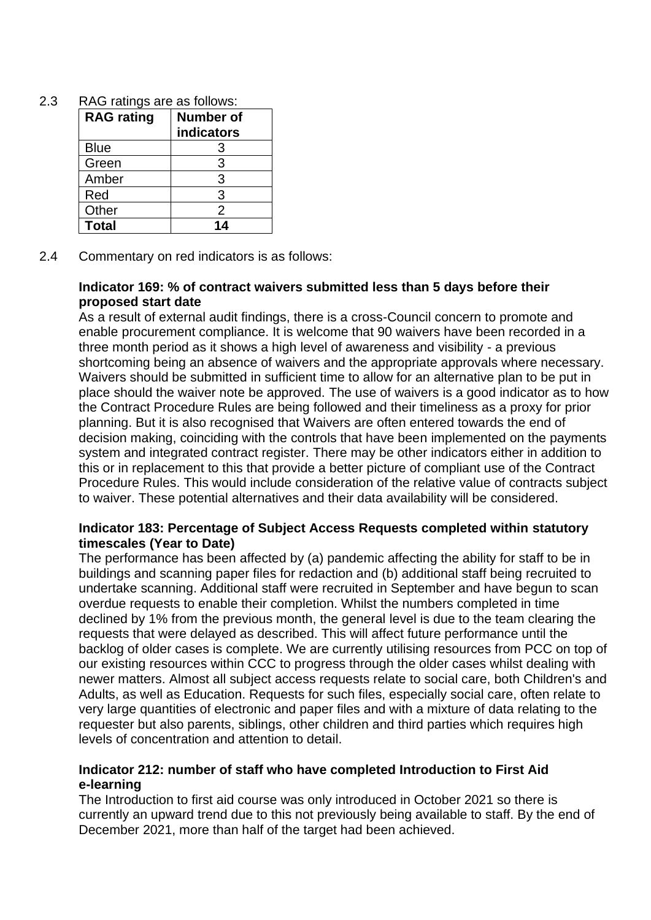2.3 RAG ratings are as follows:

| RAG rating | Number of indicators |
|---|---|
| Blue | 3 |
| Green | 3 |
| Amber | 3 |
| Red | 3 |
| Other | 2 |
| **Total** | **14** |

2.4 Commentary on red indicators is as follows:

**Indicator 169: % of contract waivers submitted less than 5 days before their proposed start date**

As a result of external audit findings, there is a cross-Council concern to promote and enable procurement compliance. It is welcome that 90 waivers have been recorded in a three month period as it shows a high level of awareness and visibility - a previous shortcoming being an absence of waivers and the appropriate approvals where necessary. Waivers should be submitted in sufficient time to allow for an alternative plan to be put in place should the waiver note be approved. The use of waivers is a good indicator as to how the Contract Procedure Rules are being followed and their timeliness as a proxy for prior planning. But it is also recognised that Waivers are often entered towards the end of decision making, coinciding with the controls that have been implemented on the payments system and integrated contract register. There may be other indicators either in addition to this or in replacement to this that provide a better picture of compliant use of the Contract Procedure Rules. This would include consideration of the relative value of contracts subject to waiver. These potential alternatives and their data availability will be considered.

**Indicator 183: Percentage of Subject Access Requests completed within statutory timescales (Year to Date)**

The performance has been affected by (a) pandemic affecting the ability for staff to be in buildings and scanning paper files for redaction and (b) additional staff being recruited to undertake scanning. Additional staff were recruited in September and have begun to scan overdue requests to enable their completion. Whilst the numbers completed in time declined by 1% from the previous month, the general level is due to the team clearing the requests that were delayed as described. This will affect future performance until the backlog of older cases is complete. We are currently utilising resources from PCC on top of our existing resources within CCC to progress through the older cases whilst dealing with newer matters. Almost all subject access requests relate to social care, both Children's and Adults, as well as Education. Requests for such files, especially social care, often relate to very large quantities of electronic and paper files and with a mixture of data relating to the requester but also parents, siblings, other children and third parties which requires high levels of concentration and attention to detail.

**Indicator 212: number of staff who have completed Introduction to First Aid e-learning**

The Introduction to first aid course was only introduced in October 2021 so there is currently an upward trend due to this not previously being available to staff. By the end of December 2021, more than half of the target had been achieved.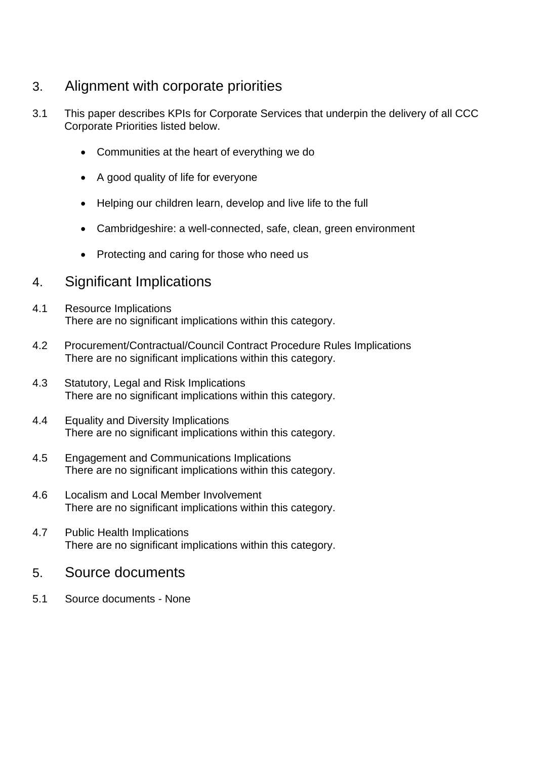## 3. Alignment with corporate priorities

3.1 This paper describes KPIs for Corporate Services that underpin the delivery of all CCC Corporate Priorities listed below.

- Communities at the heart of everything we do
- A good quality of life for everyone
- Helping our children learn, develop and live life to the full
- Cambridgeshire: a well-connected, safe, clean, green environment
- Protecting and caring for those who need us

## 4. Significant Implications

4.1 Resource Implications
There are no significant implications within this category.

4.2 Procurement/Contractual/Council Contract Procedure Rules Implications
There are no significant implications within this category.

4.3 Statutory, Legal and Risk Implications
There are no significant implications within this category.

4.4 Equality and Diversity Implications
There are no significant implications within this category.

4.5 Engagement and Communications Implications
There are no significant implications within this category.

4.6 Localism and Local Member Involvement
There are no significant implications within this category.

4.7 Public Health Implications
There are no significant implications within this category.

## 5. Source documents

5.1 Source documents - None